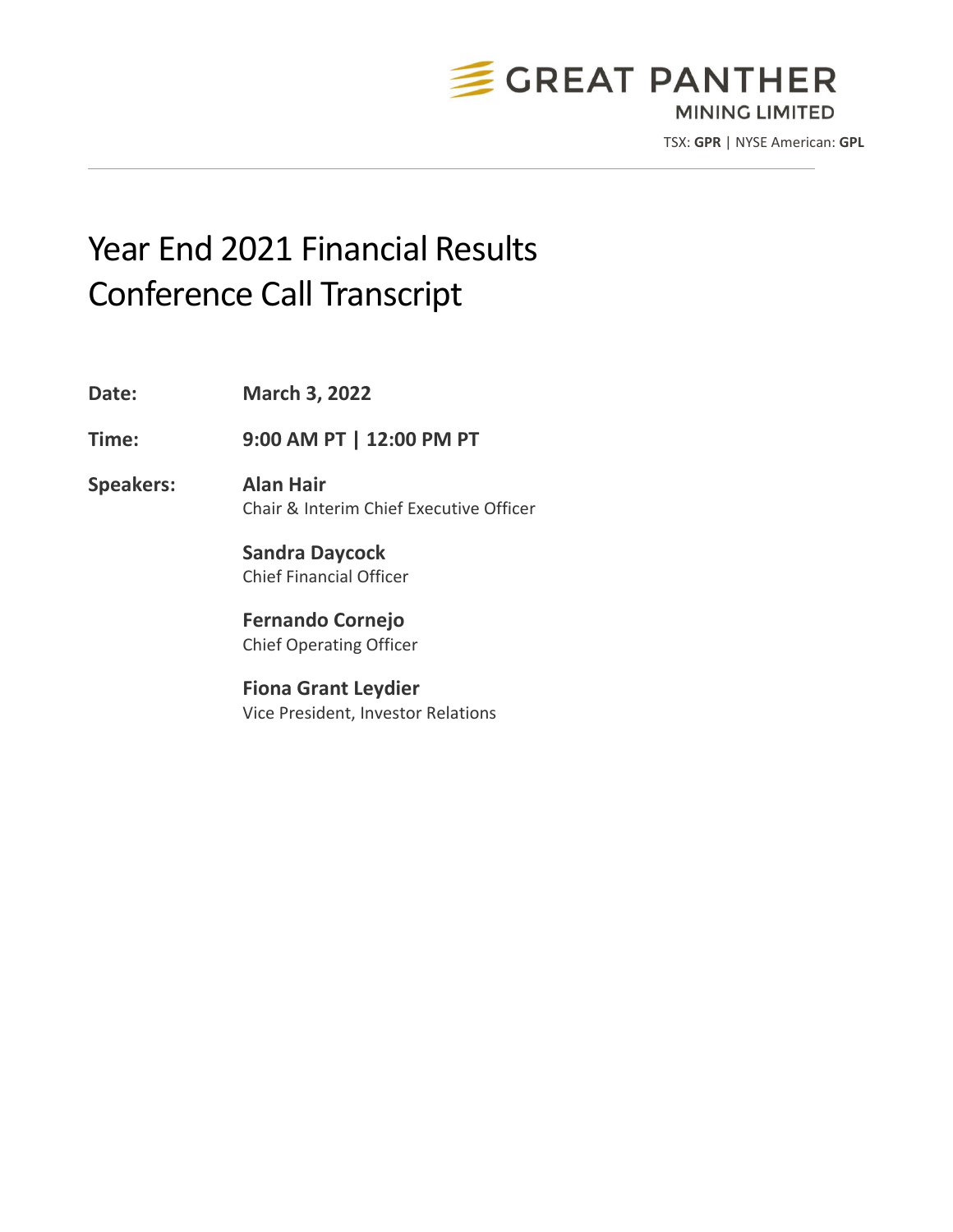GREAT PANTHER
MINING LIMITED

TSX: **GPR** | NYSE American: **GPL**

# Year End 2021 Financial Results Conference Call Transcript

**Date:** **March 3, 2022**

**Time:** **9:00 AM PT | 12:00 PM PT**

**Speakers:**

**Alan Hair**
Chair & Interim Chief Executive Officer

**Sandra Daycock**
Chief Financial Officer

**Fernando Cornejo**
Chief Operating Officer

**Fiona Grant Leydier**
Vice President, Investor Relations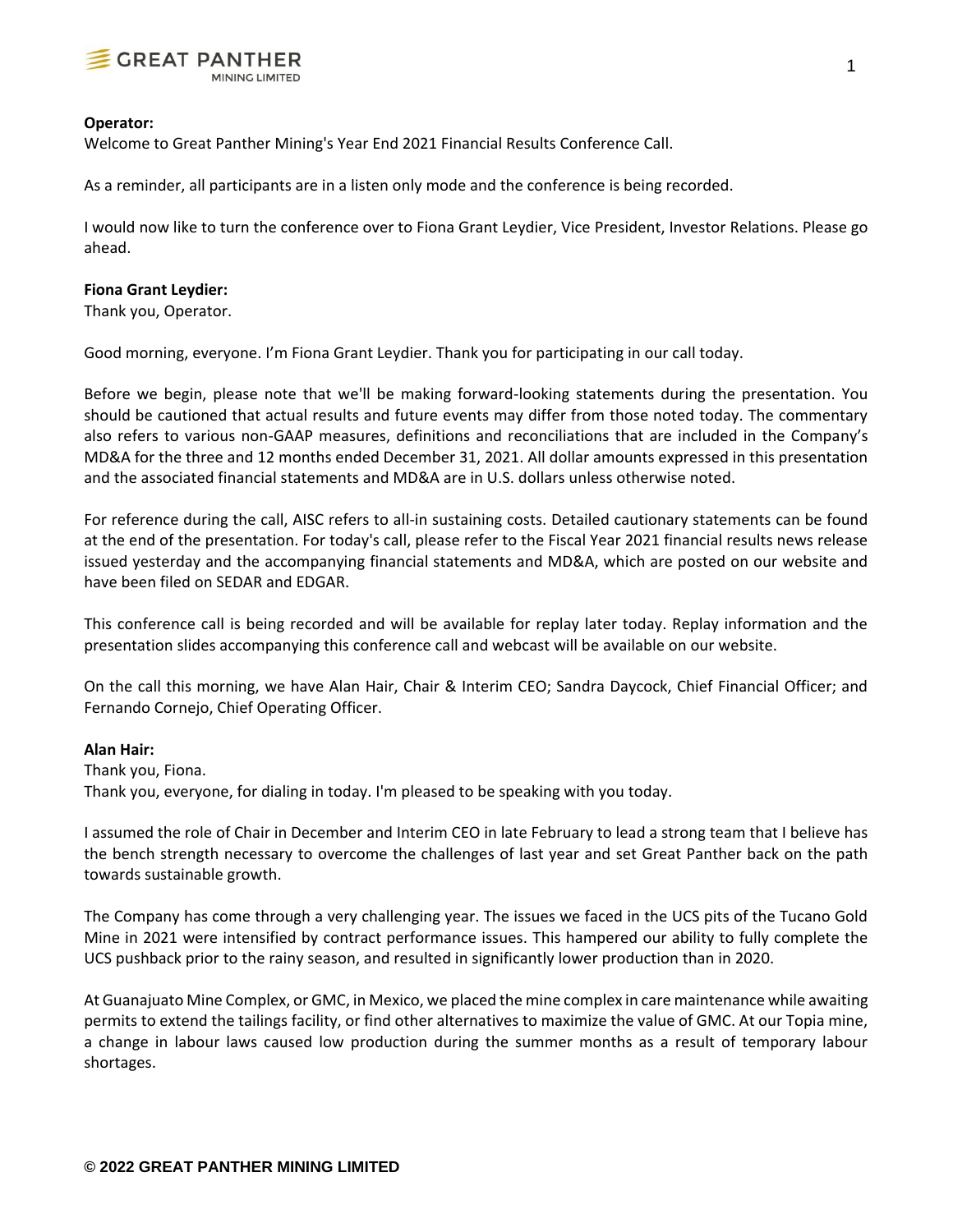**Operator:**
Welcome to Great Panther Mining's Year End 2021 Financial Results Conference Call.

As a reminder, all participants are in a listen only mode and the conference is being recorded.

I would now like to turn the conference over to Fiona Grant Leydier, Vice President, Investor Relations. Please go ahead.

**Fiona Grant Leydier:**
Thank you, Operator.

Good morning, everyone. I'm Fiona Grant Leydier. Thank you for participating in our call today.

Before we begin, please note that we'll be making forward-looking statements during the presentation. You should be cautioned that actual results and future events may differ from those noted today. The commentary also refers to various non-GAAP measures, definitions and reconciliations that are included in the Company's MD&A for the three and 12 months ended December 31, 2021. All dollar amounts expressed in this presentation and the associated financial statements and MD&A are in U.S. dollars unless otherwise noted.

For reference during the call, AISC refers to all-in sustaining costs. Detailed cautionary statements can be found at the end of the presentation. For today's call, please refer to the Fiscal Year 2021 financial results news release issued yesterday and the accompanying financial statements and MD&A, which are posted on our website and have been filed on SEDAR and EDGAR.

This conference call is being recorded and will be available for replay later today. Replay information and the presentation slides accompanying this conference call and webcast will be available on our website.

On the call this morning, we have Alan Hair, Chair & Interim CEO; Sandra Daycock, Chief Financial Officer; and Fernando Cornejo, Chief Operating Officer.

**Alan Hair:**
Thank you, Fiona.
Thank you, everyone, for dialing in today. I'm pleased to be speaking with you today.

I assumed the role of Chair in December and Interim CEO in late February to lead a strong team that I believe has the bench strength necessary to overcome the challenges of last year and set Great Panther back on the path towards sustainable growth.

The Company has come through a very challenging year. The issues we faced in the UCS pits of the Tucano Gold Mine in 2021 were intensified by contract performance issues. This hampered our ability to fully complete the UCS pushback prior to the rainy season, and resulted in significantly lower production than in 2020.

At Guanajuato Mine Complex, or GMC, in Mexico, we placed the mine complex in care maintenance while awaiting permits to extend the tailings facility, or find other alternatives to maximize the value of GMC. At our Topia mine, a change in labour laws caused low production during the summer months as a result of temporary labour shortages.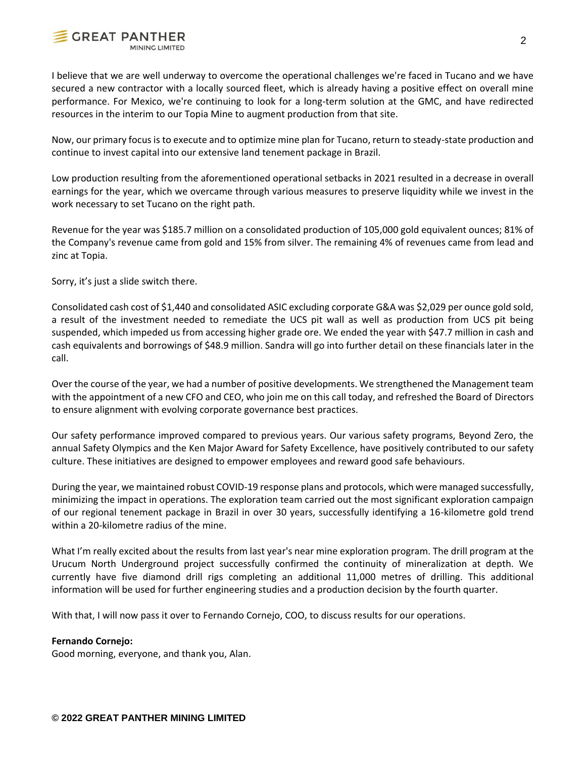I believe that we are well underway to overcome the operational challenges we're faced in Tucano and we have secured a new contractor with a locally sourced fleet, which is already having a positive effect on overall mine performance. For Mexico, we're continuing to look for a long-term solution at the GMC, and have redirected resources in the interim to our Topia Mine to augment production from that site.

Now, our primary focus is to execute and to optimize mine plan for Tucano, return to steady-state production and continue to invest capital into our extensive land tenement package in Brazil.

Low production resulting from the aforementioned operational setbacks in 2021 resulted in a decrease in overall earnings for the year, which we overcame through various measures to preserve liquidity while we invest in the work necessary to set Tucano on the right path.

Revenue for the year was $185.7 million on a consolidated production of 105,000 gold equivalent ounces; 81% of the Company's revenue came from gold and 15% from silver. The remaining 4% of revenues came from lead and zinc at Topia.

Sorry, it's just a slide switch there.

Consolidated cash cost of $1,440 and consolidated ASIC excluding corporate G&A was $2,029 per ounce gold sold, a result of the investment needed to remediate the UCS pit wall as well as production from UCS pit being suspended, which impeded us from accessing higher grade ore. We ended the year with $47.7 million in cash and cash equivalents and borrowings of $48.9 million. Sandra will go into further detail on these financials later in the call.

Over the course of the year, we had a number of positive developments. We strengthened the Management team with the appointment of a new CFO and CEO, who join me on this call today, and refreshed the Board of Directors to ensure alignment with evolving corporate governance best practices.

Our safety performance improved compared to previous years. Our various safety programs, Beyond Zero, the annual Safety Olympics and the Ken Major Award for Safety Excellence, have positively contributed to our safety culture. These initiatives are designed to empower employees and reward good safe behaviours.

During the year, we maintained robust COVID-19 response plans and protocols, which were managed successfully, minimizing the impact in operations. The exploration team carried out the most significant exploration campaign of our regional tenement package in Brazil in over 30 years, successfully identifying a 16-kilometre gold trend within a 20-kilometre radius of the mine.

What I'm really excited about the results from last year's near mine exploration program. The drill program at the Urucum North Underground project successfully confirmed the continuity of mineralization at depth. We currently have five diamond drill rigs completing an additional 11,000 metres of drilling. This additional information will be used for further engineering studies and a production decision by the fourth quarter.

With that, I will now pass it over to Fernando Cornejo, COO, to discuss results for our operations.

**Fernando Cornejo:**
Good morning, everyone, and thank you, Alan.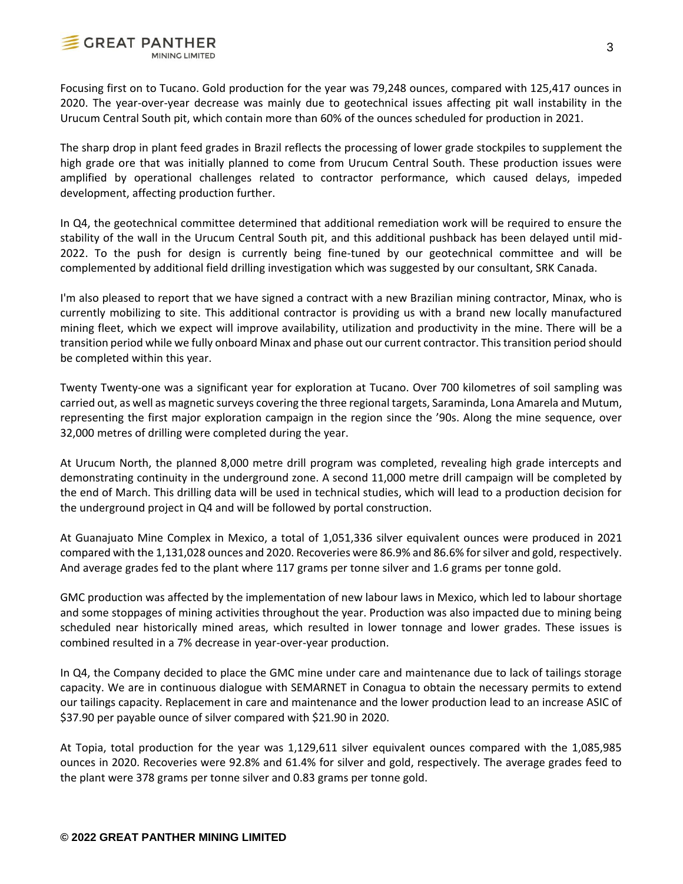Focusing first on to Tucano. Gold production for the year was 79,248 ounces, compared with 125,417 ounces in 2020. The year-over-year decrease was mainly due to geotechnical issues affecting pit wall instability in the Urucum Central South pit, which contain more than 60% of the ounces scheduled for production in 2021.

The sharp drop in plant feed grades in Brazil reflects the processing of lower grade stockpiles to supplement the high grade ore that was initially planned to come from Urucum Central South. These production issues were amplified by operational challenges related to contractor performance, which caused delays, impeded development, affecting production further.

In Q4, the geotechnical committee determined that additional remediation work will be required to ensure the stability of the wall in the Urucum Central South pit, and this additional pushback has been delayed until mid-2022. To the push for design is currently being fine-tuned by our geotechnical committee and will be complemented by additional field drilling investigation which was suggested by our consultant, SRK Canada.

I'm also pleased to report that we have signed a contract with a new Brazilian mining contractor, Minax, who is currently mobilizing to site. This additional contractor is providing us with a brand new locally manufactured mining fleet, which we expect will improve availability, utilization and productivity in the mine. There will be a transition period while we fully onboard Minax and phase out our current contractor. This transition period should be completed within this year.

Twenty Twenty-one was a significant year for exploration at Tucano. Over 700 kilometres of soil sampling was carried out, as well as magnetic surveys covering the three regional targets, Saraminda, Lona Amarela and Mutum, representing the first major exploration campaign in the region since the '90s. Along the mine sequence, over 32,000 metres of drilling were completed during the year.

At Urucum North, the planned 8,000 metre drill program was completed, revealing high grade intercepts and demonstrating continuity in the underground zone. A second 11,000 metre drill campaign will be completed by the end of March. This drilling data will be used in technical studies, which will lead to a production decision for the underground project in Q4 and will be followed by portal construction.

At Guanajuato Mine Complex in Mexico, a total of 1,051,336 silver equivalent ounces were produced in 2021 compared with the 1,131,028 ounces and 2020. Recoveries were 86.9% and 86.6% for silver and gold, respectively. And average grades fed to the plant where 117 grams per tonne silver and 1.6 grams per tonne gold.

GMC production was affected by the implementation of new labour laws in Mexico, which led to labour shortage and some stoppages of mining activities throughout the year. Production was also impacted due to mining being scheduled near historically mined areas, which resulted in lower tonnage and lower grades. These issues is combined resulted in a 7% decrease in year-over-year production.

In Q4, the Company decided to place the GMC mine under care and maintenance due to lack of tailings storage capacity. We are in continuous dialogue with SEMARNET in Conagua to obtain the necessary permits to extend our tailings capacity. Replacement in care and maintenance and the lower production lead to an increase ASIC of $37.90 per payable ounce of silver compared with $21.90 in 2020.

At Topia, total production for the year was 1,129,611 silver equivalent ounces compared with the 1,085,985 ounces in 2020. Recoveries were 92.8% and 61.4% for silver and gold, respectively. The average grades feed to the plant were 378 grams per tonne silver and 0.83 grams per tonne gold.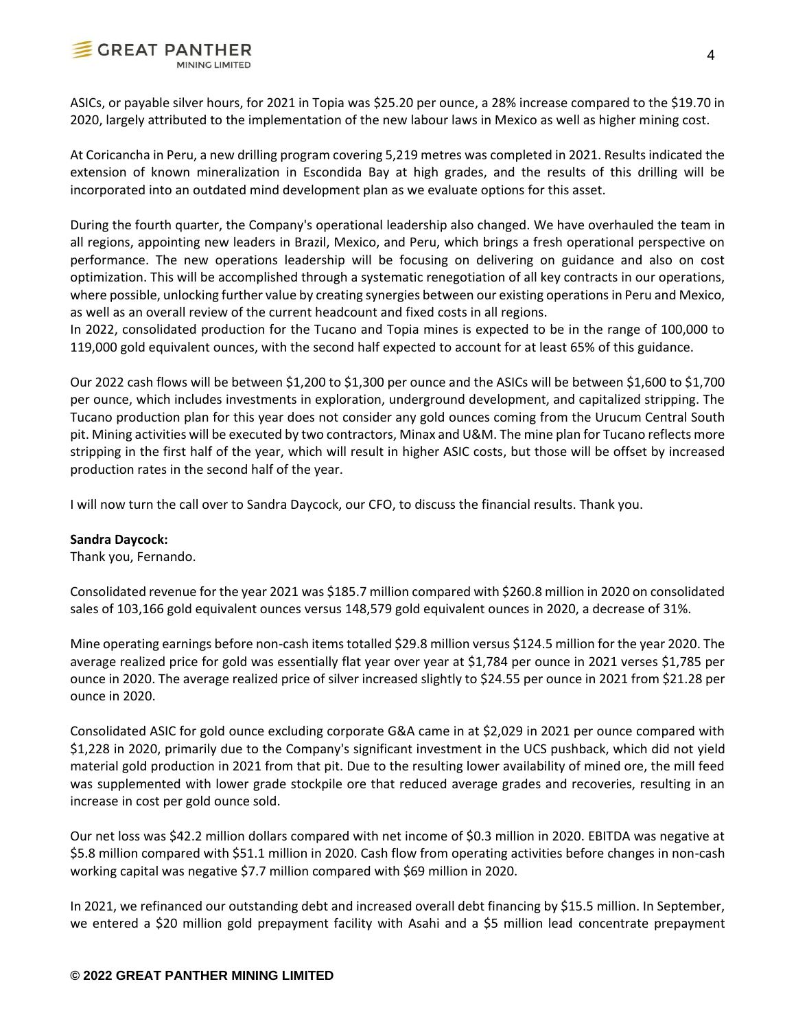ASICs, or payable silver hours, for 2021 in Topia was $25.20 per ounce, a 28% increase compared to the $19.70 in 2020, largely attributed to the implementation of the new labour laws in Mexico as well as higher mining cost.

At Coricancha in Peru, a new drilling program covering 5,219 metres was completed in 2021. Results indicated the extension of known mineralization in Escondida Bay at high grades, and the results of this drilling will be incorporated into an outdated mind development plan as we evaluate options for this asset.

During the fourth quarter, the Company's operational leadership also changed. We have overhauled the team in all regions, appointing new leaders in Brazil, Mexico, and Peru, which brings a fresh operational perspective on performance. The new operations leadership will be focusing on delivering on guidance and also on cost optimization. This will be accomplished through a systematic renegotiation of all key contracts in our operations, where possible, unlocking further value by creating synergies between our existing operations in Peru and Mexico, as well as an overall review of the current headcount and fixed costs in all regions.

In 2022, consolidated production for the Tucano and Topia mines is expected to be in the range of 100,000 to 119,000 gold equivalent ounces, with the second half expected to account for at least 65% of this guidance.

Our 2022 cash flows will be between $1,200 to $1,300 per ounce and the ASICs will be between $1,600 to $1,700 per ounce, which includes investments in exploration, underground development, and capitalized stripping. The Tucano production plan for this year does not consider any gold ounces coming from the Urucum Central South pit. Mining activities will be executed by two contractors, Minax and U&M. The mine plan for Tucano reflects more stripping in the first half of the year, which will result in higher ASIC costs, but those will be offset by increased production rates in the second half of the year.

I will now turn the call over to Sandra Daycock, our CFO, to discuss the financial results. Thank you.

**Sandra Daycock:**
Thank you, Fernando.

Consolidated revenue for the year 2021 was $185.7 million compared with $260.8 million in 2020 on consolidated sales of 103,166 gold equivalent ounces versus 148,579 gold equivalent ounces in 2020, a decrease of 31%.

Mine operating earnings before non-cash items totalled $29.8 million versus $124.5 million for the year 2020. The average realized price for gold was essentially flat year over year at $1,784 per ounce in 2021 verses $1,785 per ounce in 2020. The average realized price of silver increased slightly to $24.55 per ounce in 2021 from $21.28 per ounce in 2020.

Consolidated ASIC for gold ounce excluding corporate G&A came in at $2,029 in 2021 per ounce compared with $1,228 in 2020, primarily due to the Company's significant investment in the UCS pushback, which did not yield material gold production in 2021 from that pit. Due to the resulting lower availability of mined ore, the mill feed was supplemented with lower grade stockpile ore that reduced average grades and recoveries, resulting in an increase in cost per gold ounce sold.

Our net loss was $42.2 million dollars compared with net income of $0.3 million in 2020. EBITDA was negative at $5.8 million compared with $51.1 million in 2020. Cash flow from operating activities before changes in non-cash working capital was negative $7.7 million compared with $69 million in 2020.

In 2021, we refinanced our outstanding debt and increased overall debt financing by $15.5 million. In September, we entered a $20 million gold prepayment facility with Asahi and a $5 million lead concentrate prepayment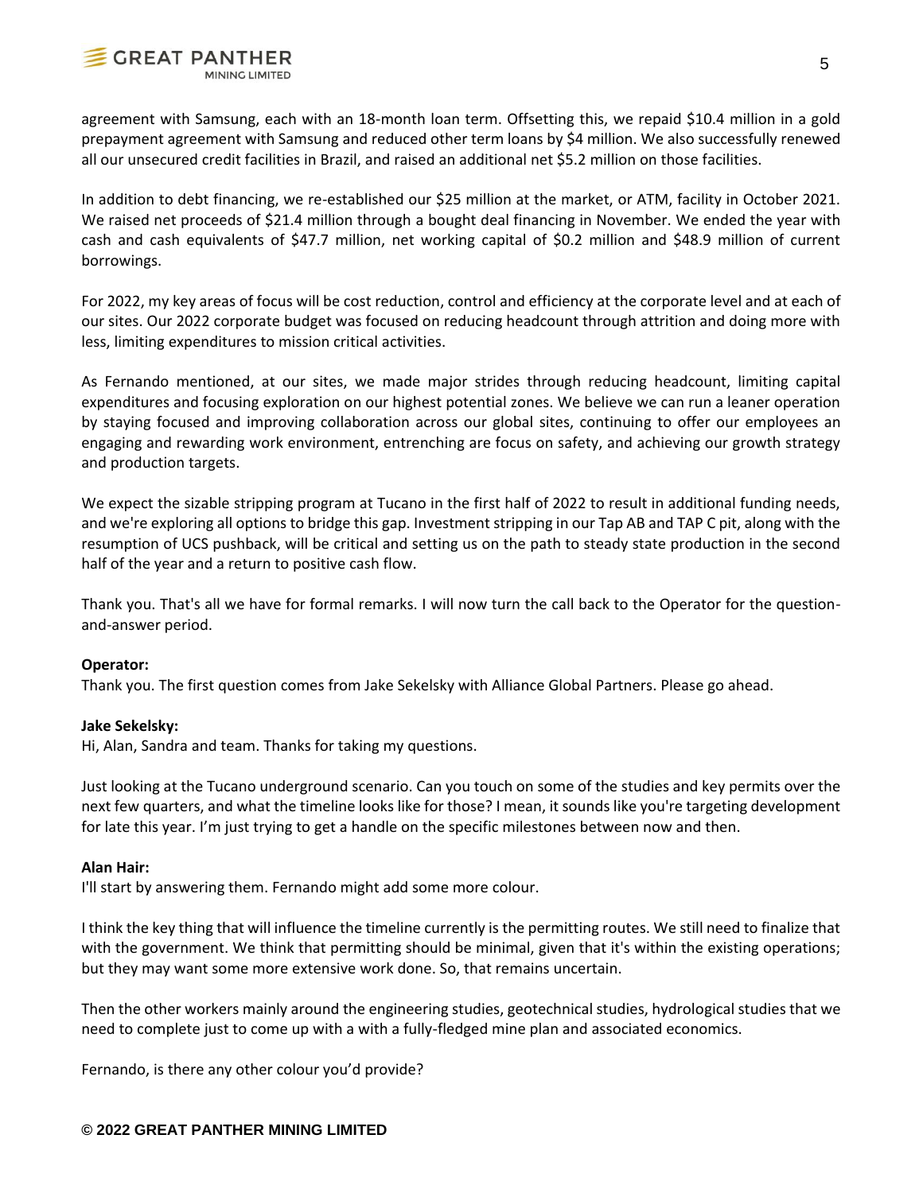agreement with Samsung, each with an 18-month loan term. Offsetting this, we repaid $10.4 million in a gold prepayment agreement with Samsung and reduced other term loans by $4 million. We also successfully renewed all our unsecured credit facilities in Brazil, and raised an additional net $5.2 million on those facilities.

In addition to debt financing, we re-established our $25 million at the market, or ATM, facility in October 2021. We raised net proceeds of $21.4 million through a bought deal financing in November. We ended the year with cash and cash equivalents of $47.7 million, net working capital of $0.2 million and $48.9 million of current borrowings.

For 2022, my key areas of focus will be cost reduction, control and efficiency at the corporate level and at each of our sites. Our 2022 corporate budget was focused on reducing headcount through attrition and doing more with less, limiting expenditures to mission critical activities.

As Fernando mentioned, at our sites, we made major strides through reducing headcount, limiting capital expenditures and focusing exploration on our highest potential zones. We believe we can run a leaner operation by staying focused and improving collaboration across our global sites, continuing to offer our employees an engaging and rewarding work environment, entrenching are focus on safety, and achieving our growth strategy and production targets.

We expect the sizable stripping program at Tucano in the first half of 2022 to result in additional funding needs, and we're exploring all options to bridge this gap. Investment stripping in our Tap AB and TAP C pit, along with the resumption of UCS pushback, will be critical and setting us on the path to steady state production in the second half of the year and a return to positive cash flow.

Thank you. That's all we have for formal remarks. I will now turn the call back to the Operator for the question-and-answer period.

**Operator:**
Thank you. The first question comes from Jake Sekelsky with Alliance Global Partners. Please go ahead.

**Jake Sekelsky:**
Hi, Alan, Sandra and team. Thanks for taking my questions.

Just looking at the Tucano underground scenario. Can you touch on some of the studies and key permits over the next few quarters, and what the timeline looks like for those? I mean, it sounds like you're targeting development for late this year. I'm just trying to get a handle on the specific milestones between now and then.

**Alan Hair:**
I'll start by answering them. Fernando might add some more colour.

I think the key thing that will influence the timeline currently is the permitting routes. We still need to finalize that with the government. We think that permitting should be minimal, given that it's within the existing operations; but they may want some more extensive work done. So, that remains uncertain.

Then the other workers mainly around the engineering studies, geotechnical studies, hydrological studies that we need to complete just to come up with a with a fully-fledged mine plan and associated economics.

Fernando, is there any other colour you'd provide?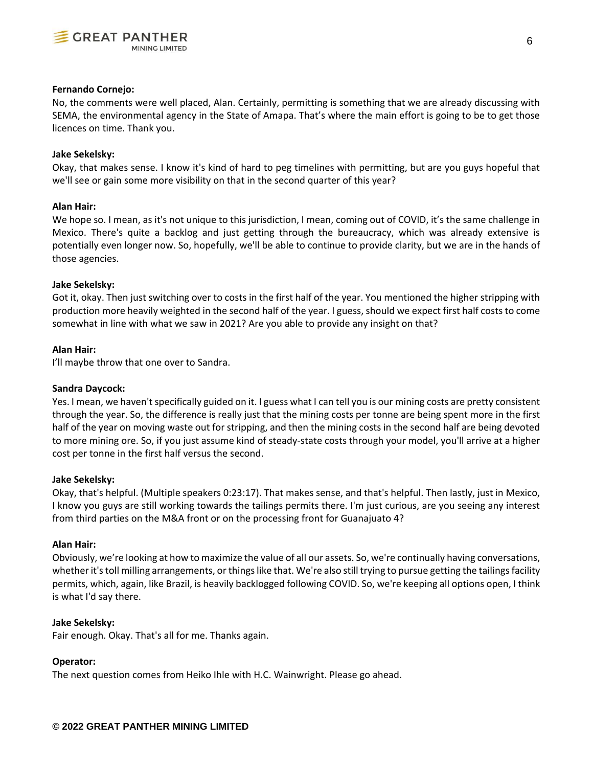**Fernando Cornejo:**
No, the comments were well placed, Alan. Certainly, permitting is something that we are already discussing with SEMA, the environmental agency in the State of Amapa. That's where the main effort is going to be to get those licences on time. Thank you.

**Jake Sekelsky:**
Okay, that makes sense. I know it's kind of hard to peg timelines with permitting, but are you guys hopeful that we'll see or gain some more visibility on that in the second quarter of this year?

**Alan Hair:**
We hope so. I mean, as it's not unique to this jurisdiction, I mean, coming out of COVID, it's the same challenge in Mexico. There's quite a backlog and just getting through the bureaucracy, which was already extensive is potentially even longer now. So, hopefully, we'll be able to continue to provide clarity, but we are in the hands of those agencies.

**Jake Sekelsky:**
Got it, okay. Then just switching over to costs in the first half of the year. You mentioned the higher stripping with production more heavily weighted in the second half of the year. I guess, should we expect first half costs to come somewhat in line with what we saw in 2021? Are you able to provide any insight on that?

**Alan Hair:**
I'll maybe throw that one over to Sandra.

**Sandra Daycock:**
Yes. I mean, we haven't specifically guided on it. I guess what I can tell you is our mining costs are pretty consistent through the year. So, the difference is really just that the mining costs per tonne are being spent more in the first half of the year on moving waste out for stripping, and then the mining costs in the second half are being devoted to more mining ore. So, if you just assume kind of steady-state costs through your model, you'll arrive at a higher cost per tonne in the first half versus the second.

**Jake Sekelsky:**
Okay, that's helpful. (Multiple speakers 0:23:17). That makes sense, and that's helpful. Then lastly, just in Mexico, I know you guys are still working towards the tailings permits there. I'm just curious, are you seeing any interest from third parties on the M&A front or on the processing front for Guanajuato 4?

**Alan Hair:**
Obviously, we're looking at how to maximize the value of all our assets. So, we're continually having conversations, whether it's toll milling arrangements, or things like that. We're also still trying to pursue getting the tailings facility permits, which, again, like Brazil, is heavily backlogged following COVID. So, we're keeping all options open, I think is what I'd say there.

**Jake Sekelsky:**
Fair enough. Okay. That's all for me. Thanks again.

**Operator:**
The next question comes from Heiko Ihle with H.C. Wainwright. Please go ahead.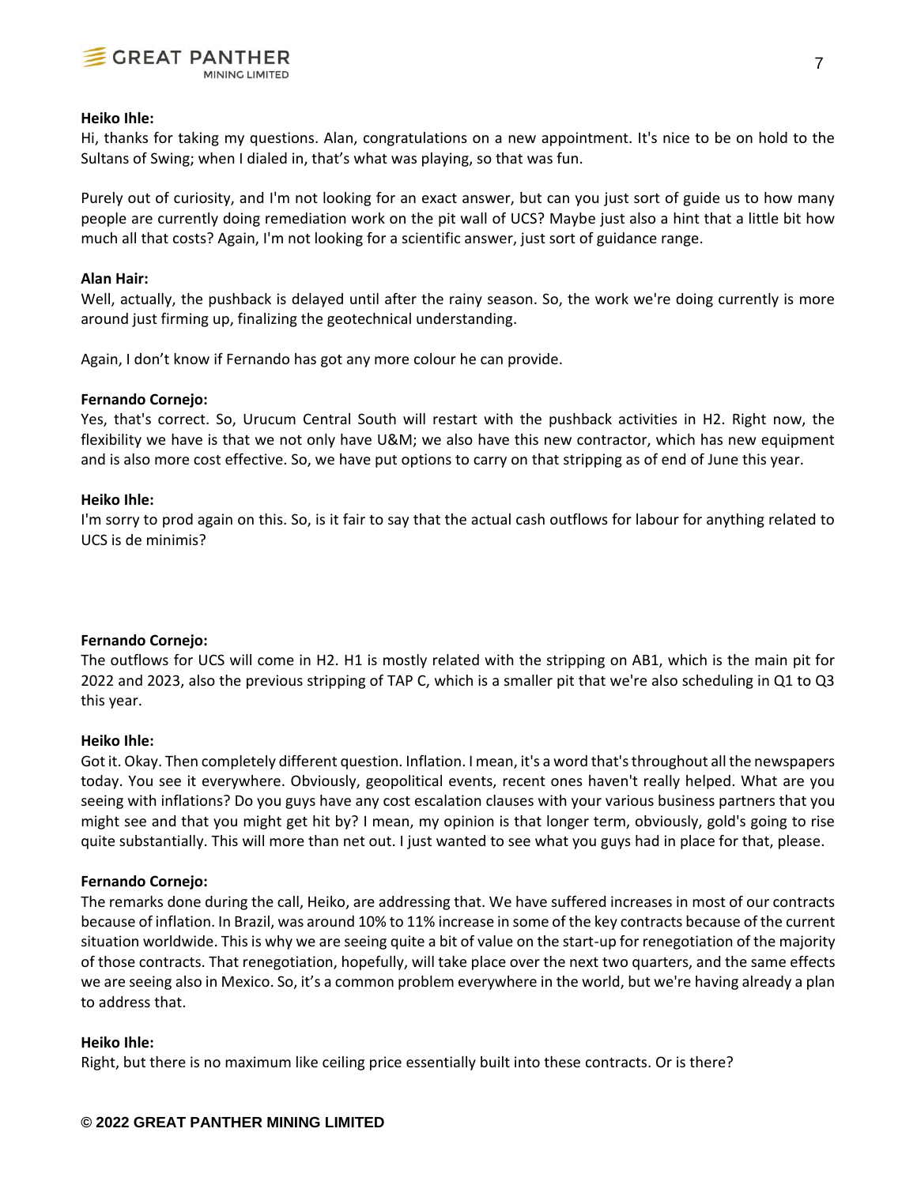**Heiko Ihle:**
Hi, thanks for taking my questions. Alan, congratulations on a new appointment. It's nice to be on hold to the Sultans of Swing; when I dialed in, that's what was playing, so that was fun.

Purely out of curiosity, and I'm not looking for an exact answer, but can you just sort of guide us to how many people are currently doing remediation work on the pit wall of UCS? Maybe just also a hint that a little bit how much all that costs? Again, I'm not looking for a scientific answer, just sort of guidance range.

**Alan Hair:**
Well, actually, the pushback is delayed until after the rainy season. So, the work we're doing currently is more around just firming up, finalizing the geotechnical understanding.

Again, I don't know if Fernando has got any more colour he can provide.

**Fernando Cornejo:**
Yes, that's correct. So, Urucum Central South will restart with the pushback activities in H2. Right now, the flexibility we have is that we not only have U&M; we also have this new contractor, which has new equipment and is also more cost effective. So, we have put options to carry on that stripping as of end of June this year.

**Heiko Ihle:**
I'm sorry to prod again on this. So, is it fair to say that the actual cash outflows for labour for anything related to UCS is de minimis?

**Fernando Cornejo:**
The outflows for UCS will come in H2. H1 is mostly related with the stripping on AB1, which is the main pit for 2022 and 2023, also the previous stripping of TAP C, which is a smaller pit that we're also scheduling in Q1 to Q3 this year.

**Heiko Ihle:**
Got it. Okay. Then completely different question. Inflation. I mean, it's a word that's throughout all the newspapers today. You see it everywhere. Obviously, geopolitical events, recent ones haven't really helped. What are you seeing with inflations? Do you guys have any cost escalation clauses with your various business partners that you might see and that you might get hit by? I mean, my opinion is that longer term, obviously, gold's going to rise quite substantially. This will more than net out. I just wanted to see what you guys had in place for that, please.

**Fernando Cornejo:**
The remarks done during the call, Heiko, are addressing that. We have suffered increases in most of our contracts because of inflation. In Brazil, was around 10% to 11% increase in some of the key contracts because of the current situation worldwide. This is why we are seeing quite a bit of value on the start-up for renegotiation of the majority of those contracts. That renegotiation, hopefully, will take place over the next two quarters, and the same effects we are seeing also in Mexico. So, it's a common problem everywhere in the world, but we're having already a plan to address that.

**Heiko Ihle:**
Right, but there is no maximum like ceiling price essentially built into these contracts. Or is there?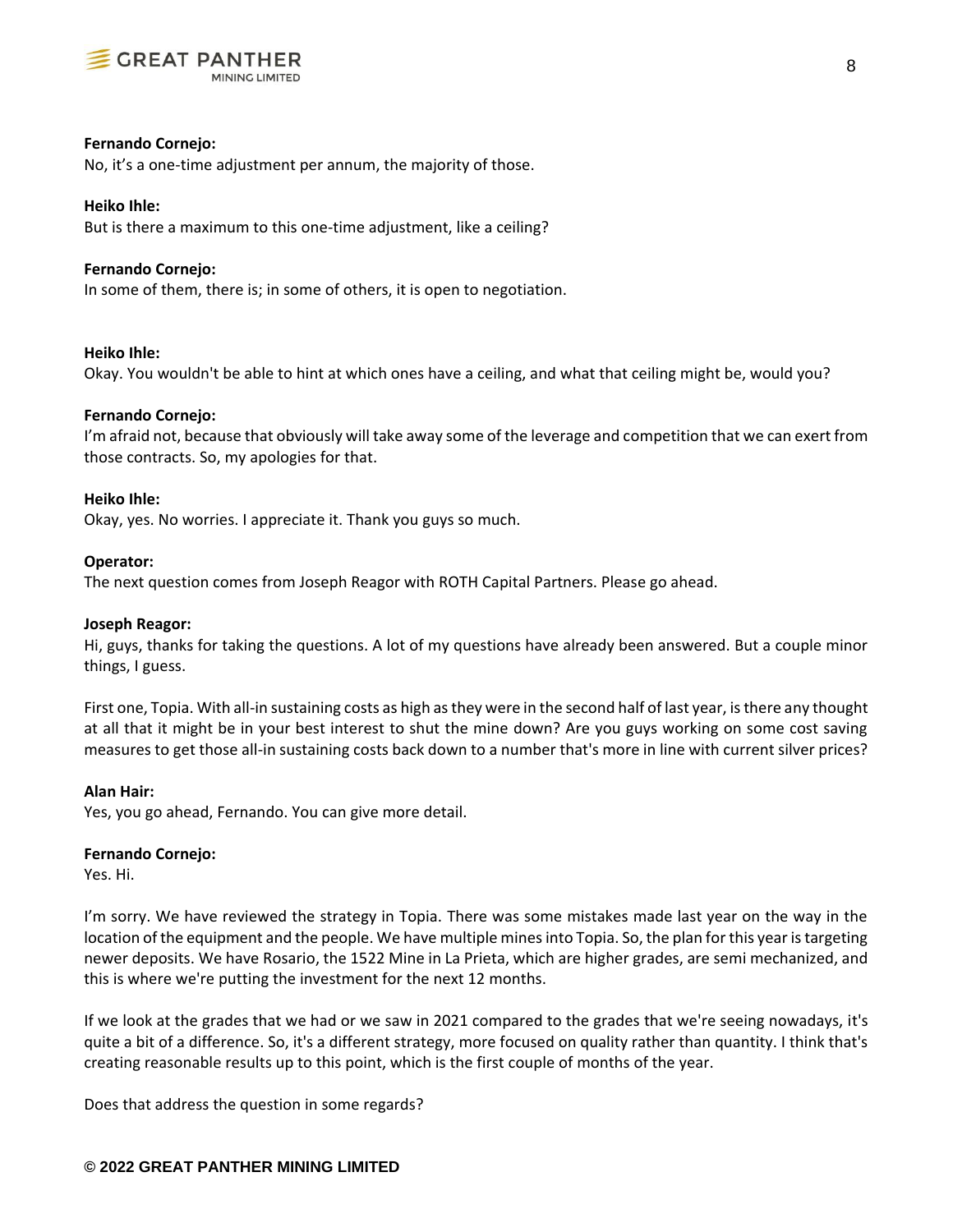**Fernando Cornejo:**
No, it's a one-time adjustment per annum, the majority of those.

**Heiko Ihle:**
But is there a maximum to this one-time adjustment, like a ceiling?

**Fernando Cornejo:**
In some of them, there is; in some of others, it is open to negotiation.

**Heiko Ihle:**
Okay. You wouldn't be able to hint at which ones have a ceiling, and what that ceiling might be, would you?

**Fernando Cornejo:**
I'm afraid not, because that obviously will take away some of the leverage and competition that we can exert from those contracts. So, my apologies for that.

**Heiko Ihle:**
Okay, yes. No worries. I appreciate it. Thank you guys so much.

**Operator:**
The next question comes from Joseph Reagor with ROTH Capital Partners. Please go ahead.

**Joseph Reagor:**
Hi, guys, thanks for taking the questions. A lot of my questions have already been answered. But a couple minor things, I guess.

First one, Topia. With all-in sustaining costs as high as they were in the second half of last year, is there any thought at all that it might be in your best interest to shut the mine down? Are you guys working on some cost saving measures to get those all-in sustaining costs back down to a number that's more in line with current silver prices?

**Alan Hair:**
Yes, you go ahead, Fernando. You can give more detail.

**Fernando Cornejo:**
Yes. Hi.

I'm sorry. We have reviewed the strategy in Topia. There was some mistakes made last year on the way in the location of the equipment and the people. We have multiple mines into Topia. So, the plan for this year is targeting newer deposits. We have Rosario, the 1522 Mine in La Prieta, which are higher grades, are semi mechanized, and this is where we're putting the investment for the next 12 months.

If we look at the grades that we had or we saw in 2021 compared to the grades that we're seeing nowadays, it's quite a bit of a difference. So, it's a different strategy, more focused on quality rather than quantity. I think that's creating reasonable results up to this point, which is the first couple of months of the year.

Does that address the question in some regards?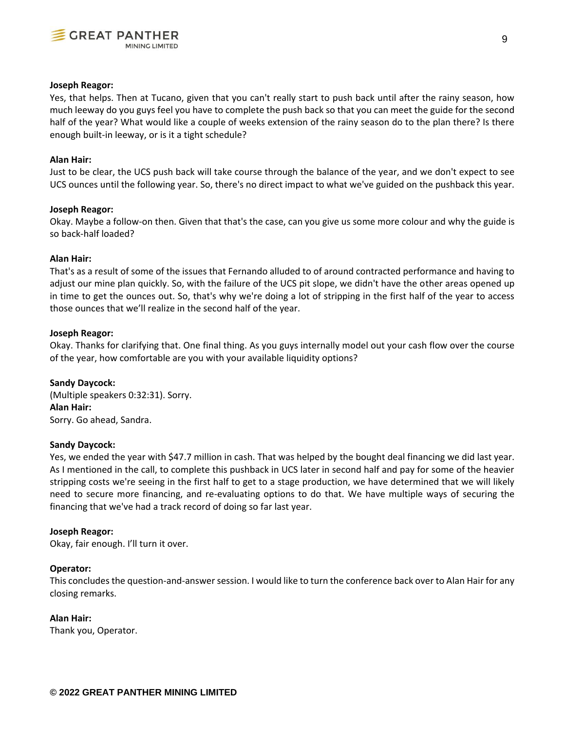**Joseph Reagor:**
Yes, that helps. Then at Tucano, given that you can't really start to push back until after the rainy season, how much leeway do you guys feel you have to complete the push back so that you can meet the guide for the second half of the year? What would like a couple of weeks extension of the rainy season do to the plan there? Is there enough built-in leeway, or is it a tight schedule?

**Alan Hair:**
Just to be clear, the UCS push back will take course through the balance of the year, and we don't expect to see UCS ounces until the following year. So, there's no direct impact to what we've guided on the pushback this year.

**Joseph Reagor:**
Okay. Maybe a follow-on then. Given that that's the case, can you give us some more colour and why the guide is so back-half loaded?

**Alan Hair:**
That's as a result of some of the issues that Fernando alluded to of around contracted performance and having to adjust our mine plan quickly. So, with the failure of the UCS pit slope, we didn't have the other areas opened up in time to get the ounces out. So, that's why we're doing a lot of stripping in the first half of the year to access those ounces that we'll realize in the second half of the year.

**Joseph Reagor:**
Okay. Thanks for clarifying that. One final thing. As you guys internally model out your cash flow over the course of the year, how comfortable are you with your available liquidity options?

**Sandy Daycock:**
(Multiple speakers 0:32:31). Sorry.

**Alan Hair:**
Sorry. Go ahead, Sandra.

**Sandy Daycock:**
Yes, we ended the year with $47.7 million in cash. That was helped by the bought deal financing we did last year. As I mentioned in the call, to complete this pushback in UCS later in second half and pay for some of the heavier stripping costs we're seeing in the first half to get to a stage production, we have determined that we will likely need to secure more financing, and re-evaluating options to do that. We have multiple ways of securing the financing that we've had a track record of doing so far last year.

**Joseph Reagor:**
Okay, fair enough. I'll turn it over.

**Operator:**
This concludes the question-and-answer session. I would like to turn the conference back over to Alan Hair for any closing remarks.

**Alan Hair:**
Thank you, Operator.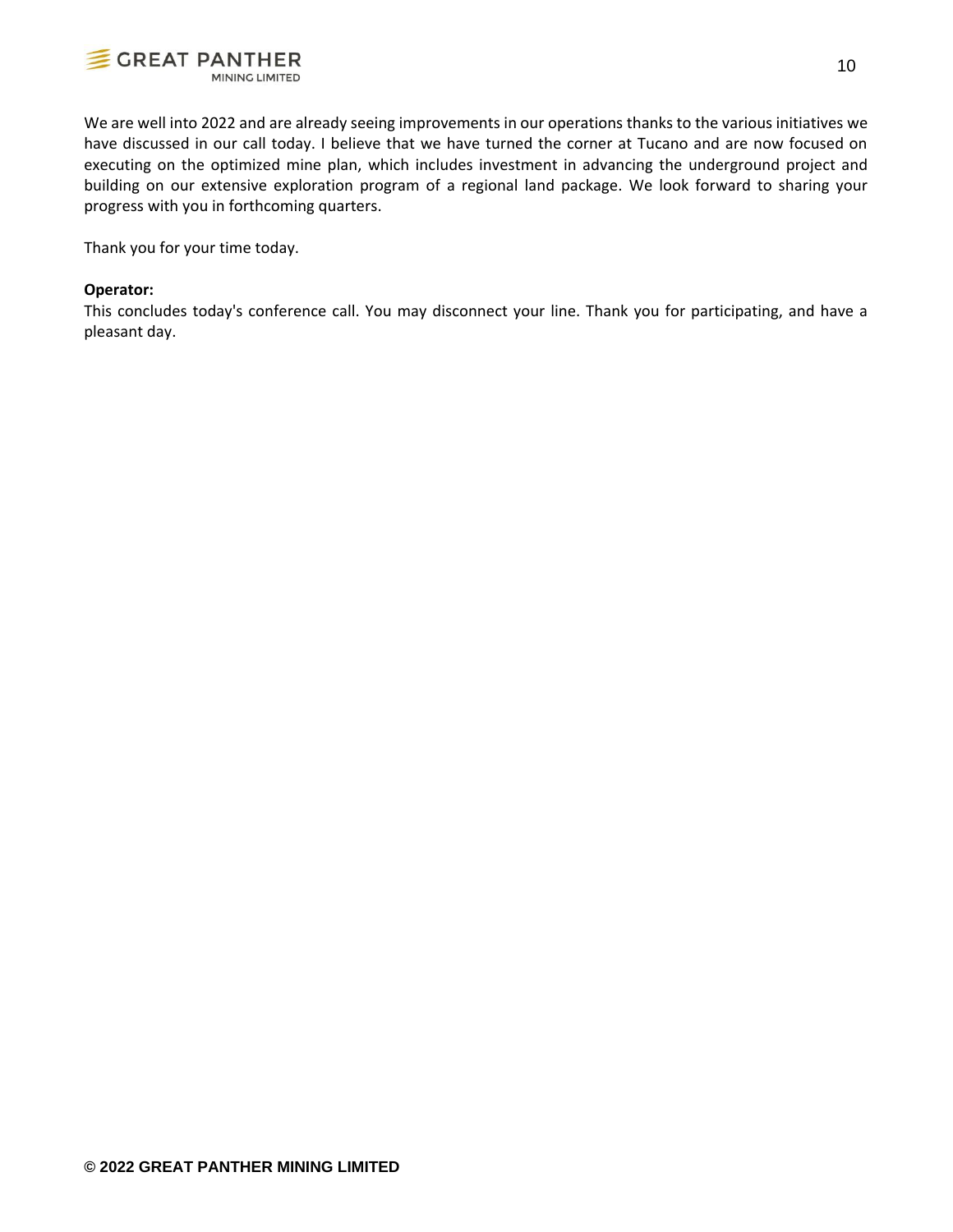We are well into 2022 and are already seeing improvements in our operations thanks to the various initiatives we have discussed in our call today. I believe that we have turned the corner at Tucano and are now focused on executing on the optimized mine plan, which includes investment in advancing the underground project and building on our extensive exploration program of a regional land package. We look forward to sharing your progress with you in forthcoming quarters.

Thank you for your time today.

**Operator:**
This concludes today's conference call. You may disconnect your line. Thank you for participating, and have a pleasant day.